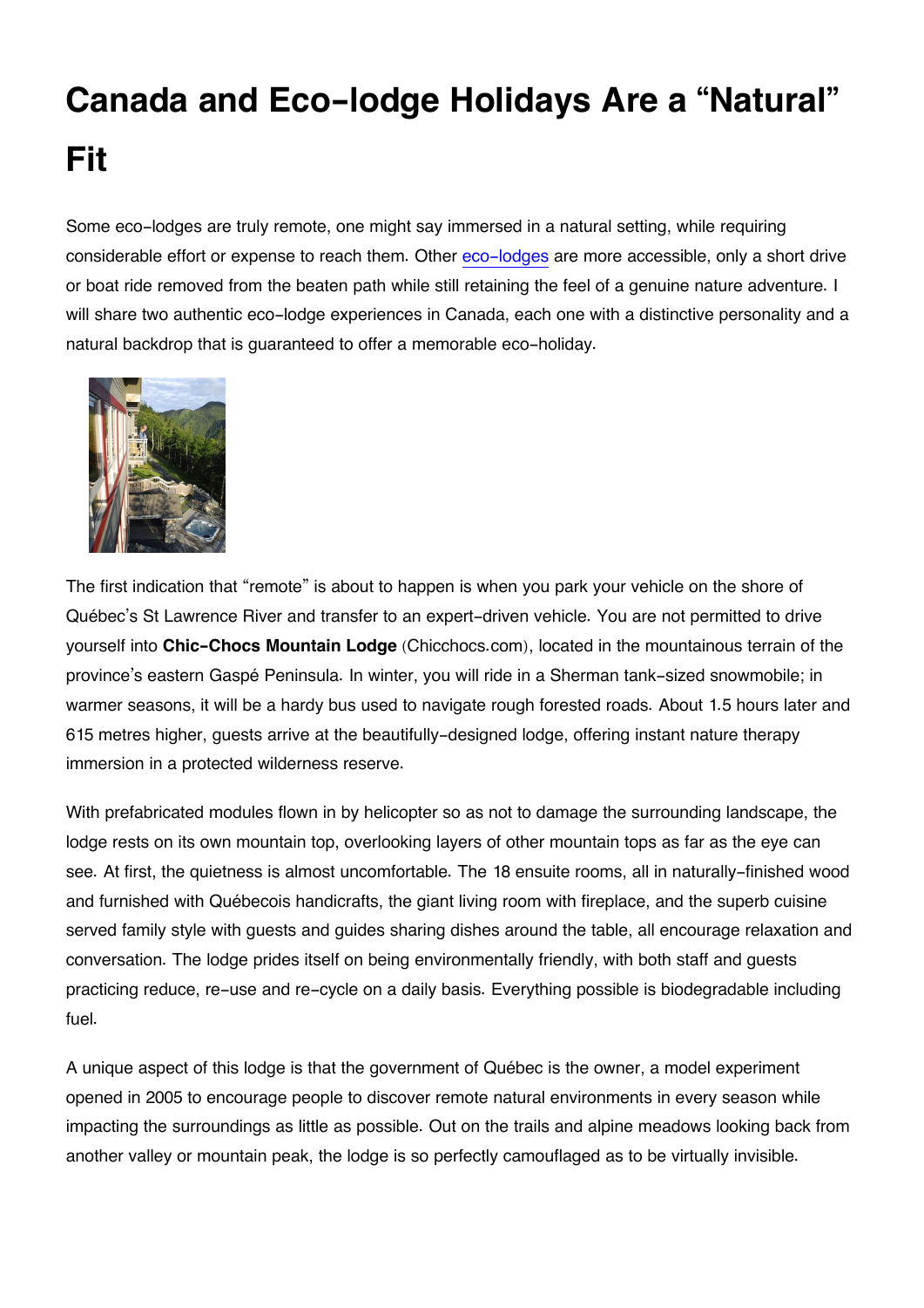# Canada and Eco-lodge Holidays Are a "Natural" Fit

Some eco-lodges are truly remote, one might say immersed in a natural setting, while requiring considerable effort or expense to reach them. Other eco-lodges are more accessible, only a short drive or boat ride removed from the beaten path while still retaining the feel of a genuine nature adventure. I will share two authentic eco-lodge experiences in Canada, each one with a distinctive personality and a natural backdrop that is guaranteed to offer a memorable eco-holiday.

The first indication that "remote" is about to happen is when you park your vehicle on the shore of Québec's St Lawrence River and transfer to an expert-driven vehicle. You are not permitted to drive yourself into **Chic-Chocs Mountain Lodge** (Chicchocs.com), located in the mountainous terrain of the province's eastern Gaspé Peninsula. In winter, you will ride in a Sherman tank-sized snowmobile; in warmer seasons, it will be a hardy bus used to navigate rough forested roads. About 1.5 hours later and 615 metres higher, guests arrive at the beautifully-designed lodge, offering instant nature therapy immersion in a protected wilderness reserve.

With prefabricated modules flown in by helicopter so as not to damage the surrounding landscape, the lodge rests on its own mountain top, overlooking layers of other mountain tops as far as the eye can see. At first, the quietness is almost uncomfortable. The 18 ensuite rooms, all in naturally-finished wood and furnished with Québecois handicrafts, the giant living room with fireplace, and the superb cuisine served family style with guests and guides sharing dishes around the table, all encourage relaxation and conversation. The lodge prides itself on being environmentally friendly, with both staff and guests practicing reduce, re-use and re-cycle on a daily basis. Everything possible is biodegradable including fuel.

A unique aspect of this lodge is that the government of Québec is the owner, a model experiment opened in 2005 to encourage people to discover remote natural environments in every season while impacting the surroundings as little as possible. Out on the trails and alpine meadows looking back from another valley or mountain peak, the lodge is so perfectly camouflaged as to be virtually invisible.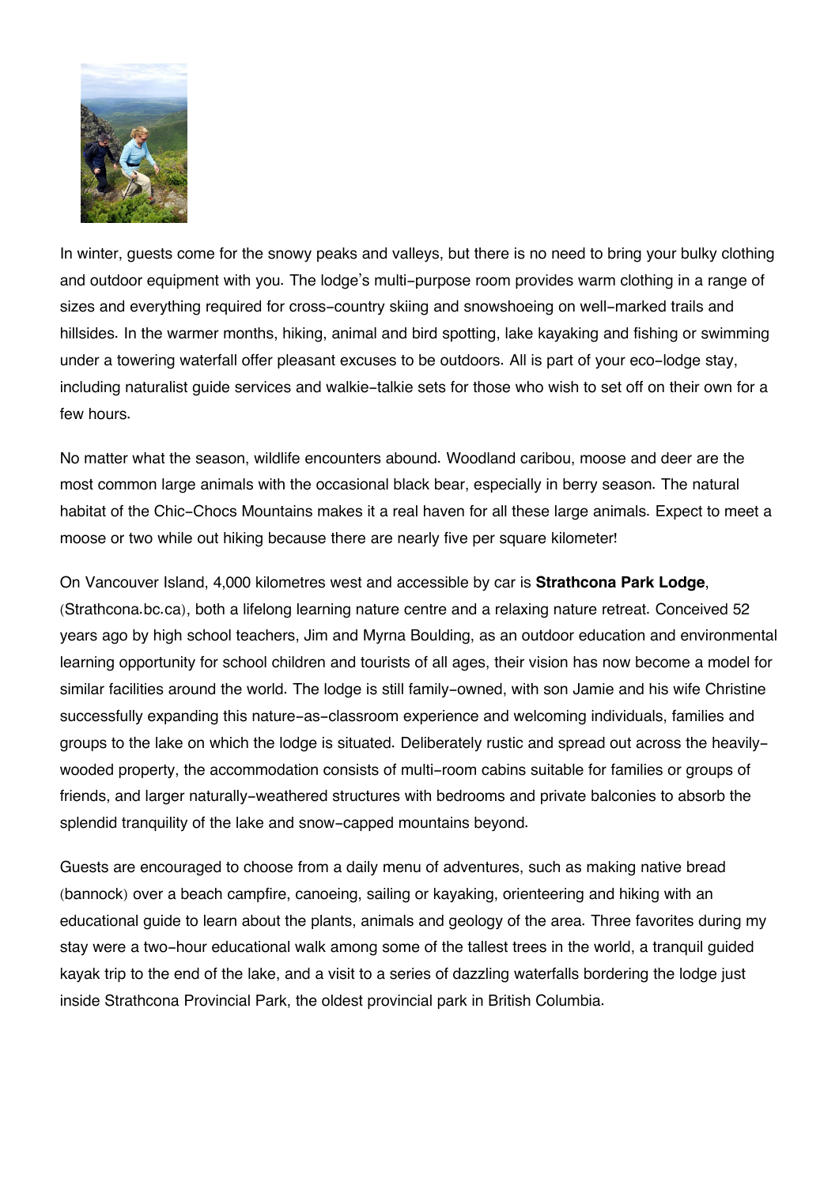In winter, guests come for the snowy peaks and valleys, but there is no need to bring your bulky clothing and outdoor equipment with you. The lodge's multi-purpose room provides warm clothing in a range of sizes and everything required for cross-country skiing and snowshoeing on well-marked trails and hillsides. In the warmer months, hiking, animal and bird spotting, lake kayaking and fishing or swimming under a towering waterfall offer pleasant excuses to be outdoors. All is part of your eco-lodge stay, including naturalist guide services and walkie-talkie sets for those who wish to set off on their own for a few hours.

No matter what the season, wildlife encounters abound. Woodland caribou, moose and deer are the most common large animals with the occasional black bear, especially in berry season. The natural habitat of the Chic-Chocs Mountains makes it a real haven for all these large animals. Expect to meet a moose or two while out hiking because there are nearly five per square kilometer!

On Vancouver Island, 4,000 kilometres west and accessible by car is **Strathcona Park Lodge**, (Strathcona.bc.ca), both a lifelong learning nature centre and a relaxing nature retreat. Conceived 52 years ago by high school teachers, Jim and Myrna Boulding, as an outdoor education and environmental learning opportunity for school children and tourists of all ages, their vision has now become a model for similar facilities around the world. The lodge is still family-owned, with son Jamie and his wife Christine successfully expanding this nature-as-classroom experience and welcoming individuals, families and groups to the lake on which the lodge is situated. Deliberately rustic and spread out across the heavily-wooded property, the accommodation consists of multi-room cabins suitable for families or groups of friends, and larger naturally-weathered structures with bedrooms and private balconies to absorb the splendid tranquility of the lake and snow-capped mountains beyond.

Guests are encouraged to choose from a daily menu of adventures, such as making native bread (bannock) over a beach campfire, canoeing, sailing or kayaking, orienteering and hiking with an educational guide to learn about the plants, animals and geology of the area. Three favorites during my stay were a two-hour educational walk among some of the tallest trees in the world, a tranquil guided kayak trip to the end of the lake, and a visit to a series of dazzling waterfalls bordering the lodge just inside Strathcona Provincial Park, the oldest provincial park in British Columbia.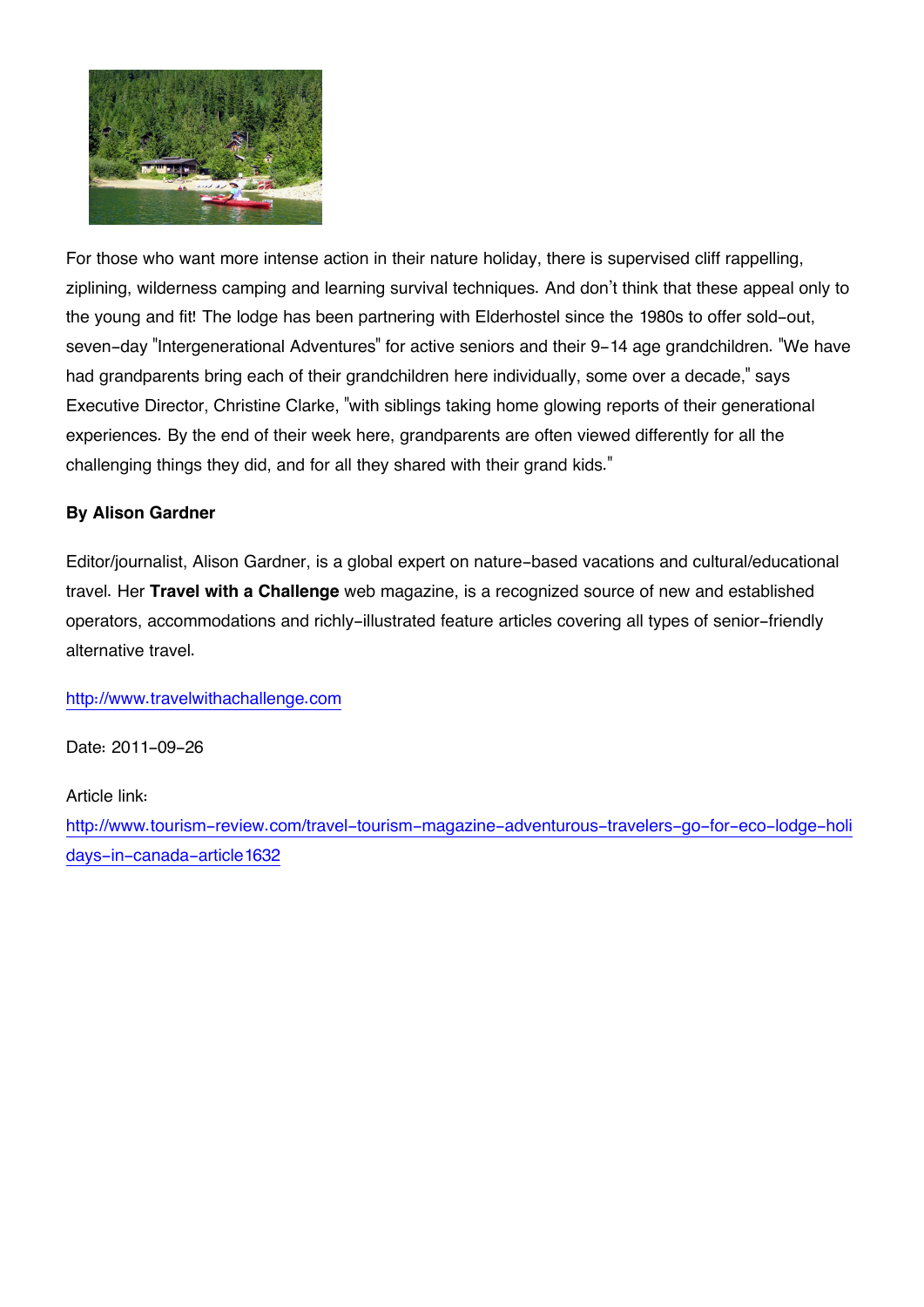For those who want more intense action in their nature holiday, there is supervised cliff rappelling, ziplining, wilderness camping and learning survival techniques. And don't think that these appeal only to the young and fit! The lodge has been partnering with Elderhostel since the 1980s to offer sold-out, seven-day "Intergenerational Adventures" for active seniors and their 9-14 age grandchildren. "We have had grandparents bring each of their grandchildren here individually, some over a decade," says Executive Director, Christine Clarke, "with siblings taking home glowing reports of their generational experiences. By the end of their week here, grandparents are often viewed differently for all the challenging things they did, and for all they shared with their grand kids."

**By Alison Gardner**

Editor/journalist, Alison Gardner, is a global expert on nature-based vacations and cultural/educational travel. Her **Travel with a Challenge** web magazine, is a recognized source of new and established operators, accommodations and richly-illustrated feature articles covering all types of senior-friendly alternative travel.

http://www.travelwithachallenge.com

Date: 2011-09-26

Article link:
http://www.tourism-review.com/travel-tourism-magazine-adventurous-travelers-go-for-eco-lodge-holidays-in-canada-article1632